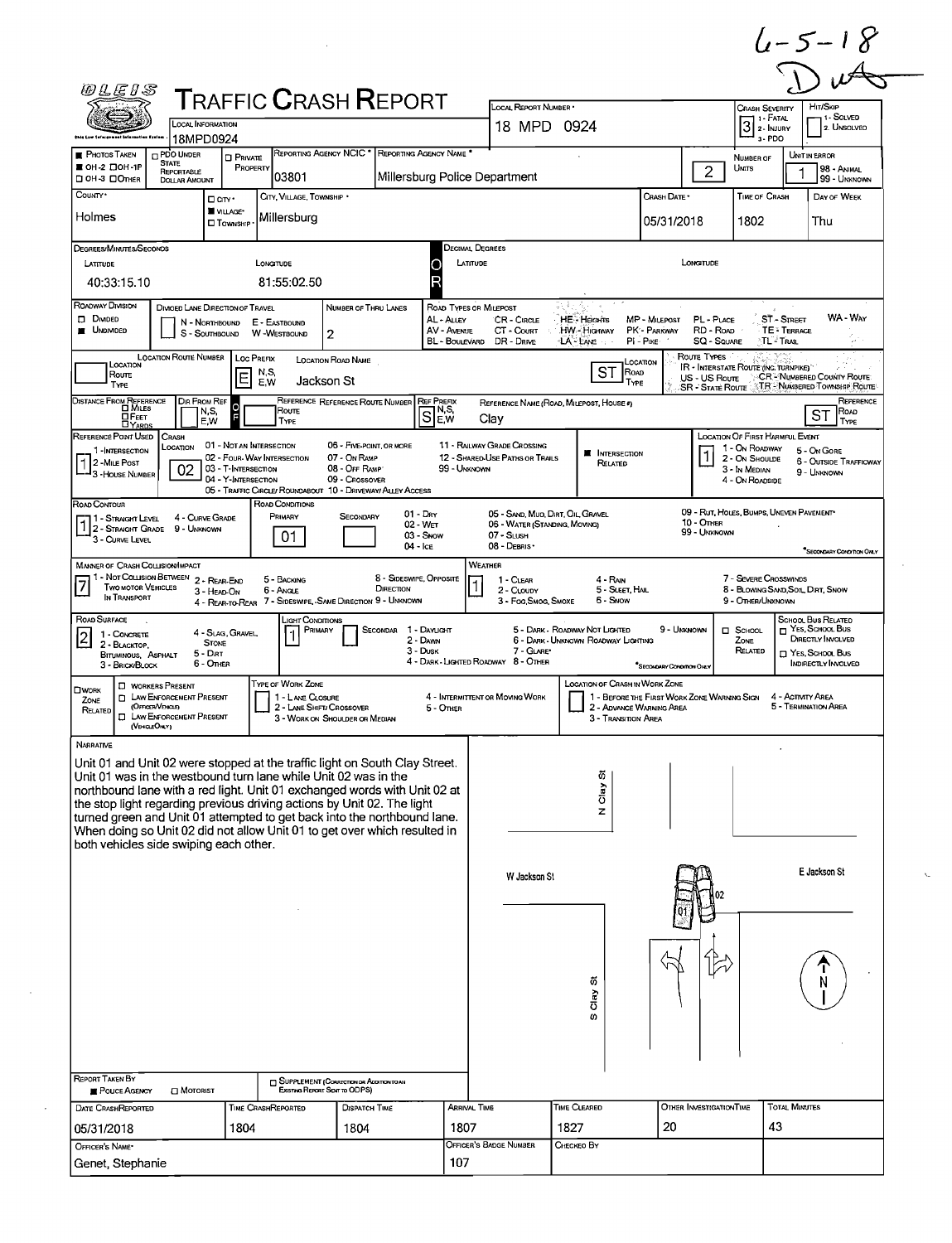6-5-18

# TRAFFIC CRASH REPORT

| Field | Value |
| --- | --- |
| Local Information | 18MPD0924 |
| Local Report Number | 18 MPD 0924 |
| Crash Severity | 3 (1 - Fatal, 2 - Injury, 3 - PDO) |
| Hit/Skip | 1 - Solved, 2 - Unsolved |
| Photos Taken | OH-2 |
| Reporting Agency NCIC | 03801 |
| Reporting Agency Name | Millersburg Police Department |
| Number of Units | 2 |
| Unit in Error | 1 |
| County | Holmes |
| City, Village, Township | Village - Millersburg |
| Crash Date | 05/31/2018 |
| Time of Crash | 1802 |
| Day of Week | Thu |
| Latitude | 40:33:15.10 |
| Longitude | 81:55:02.50 |
| Roadway Division | Undivided |
| Number of Thru Lanes | 2 |
| Location Route Prefix | E |
| Location Road Name | Jackson St |
| Location Road Type | ST |
| Reference Prefix | S |
| Reference Name | Clay |
| Reference Road Type | ST |
| Crash Location | 02 - Four-Way Intersection |
| Intersection Related | Yes |
| Location of First Harmful Event | 1 - On Roadway |
| Road Contour | 1 - Straight Level |
| Road Conditions Primary | 01 - Dry |
| Manner of Crash Collision/Impact | 7 - Sideswipe, Same Direction |
| Weather | 1 - Clear |
| Road Surface | 2 - Blacktop, Bituminous, Asphalt |
| Light Conditions Primary | 1 - Daylight |

## NARRATIVE

Unit 01 and Unit 02 were stopped at the traffic light on South Clay Street. Unit 01 was in the westbound turn lane while Unit 02 was in the northbound lane with a red light. Unit 01 exchanged words with Unit 02 at the stop light regarding previous driving actions by Unit 02. The light turned green and Unit 01 attempted to get back into the northbound lane. When doing so Unit 02 did not allow Unit 01 to get over which resulted in both vehicles side swiping each other.

Diagram labels: N Clay St, W Jackson St, E Jackson St, S Clay St, 01, 02, N

| Field | Value |
| --- | --- |
| Report Taken By | Police Agency |
| Date Crash Reported | 05/31/2018 |
| Time Crash Reported | 1804 |
| Dispatch Time | 1804 |
| Arrival Time | 1807 |
| Time Cleared | 1827 |
| Other Investigation Time | 20 |
| Total Minutes | 43 |
| Officer's Name | Genet, Stephanie |
| Officer's Badge Number | 107 |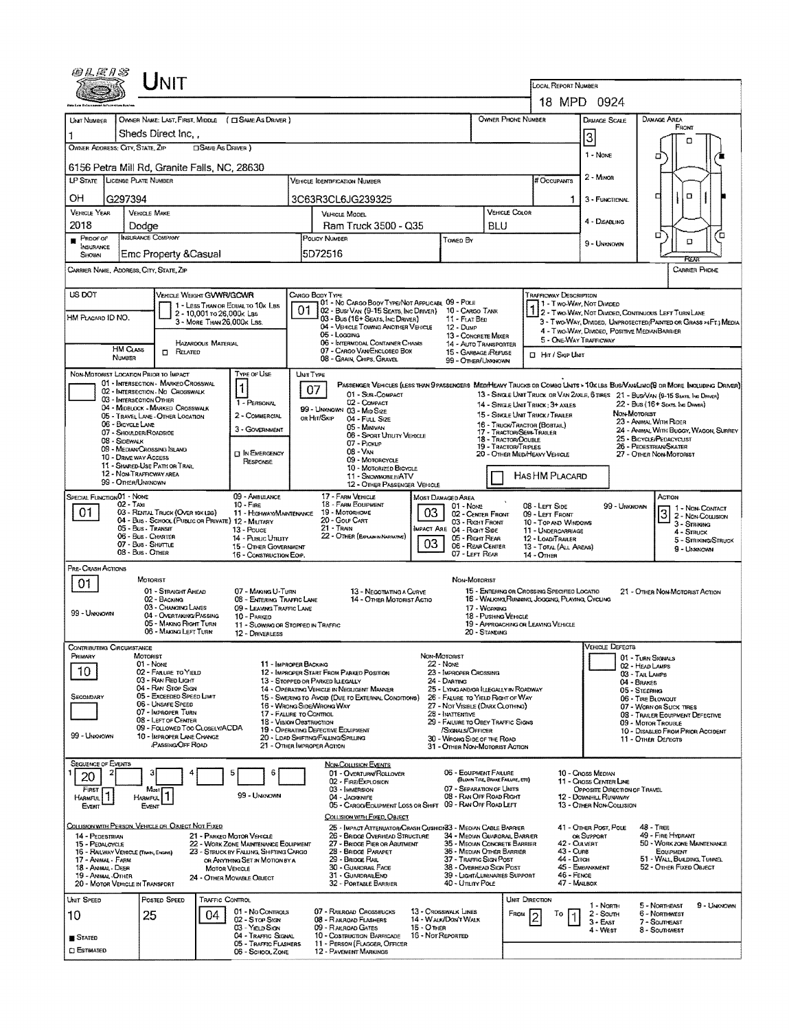# UNIT

**Local Report Number:** 18 MPD 0924

| Unit Number | Owner Name: Last, First, Middle (☐ Same As Driver) | Owner Phone Number | Damage Scale | Damage Area |
|---|---|---|---|---|
| 1 | Sheds Direct Inc, , | | 3 | Front |

**Owner Address: City, State, Zip** (☐ Same As Driver)
6156 Petra Mill Rd, Granite Falls, NC, 28630

Damage Scale: 1 - None; 2 - Minor; 3 - Functional; 4 - Disabling; 9 - Unknown

| LP State | License Plate Number | Vehicle Identification Number | # Occupants |
|---|---|---|---|
| OH | G297394 | 3C63R3CL6JG239325 | 1 |

| Vehicle Year | Vehicle Make | Vehicle Model | Vehicle Color |
|---|---|---|---|
| 2018 | Dodge | Ram Truck 3500 - Q35 | BLU |

| Proof of Insurance Shown | Insurance Company | Policy Number | Towed By |
|---|---|---|---|
| ■ | Emc Property &Casual | 5D72516 | |

Carrier Name, Address, City, State, Zip | Carrier Phone

US DOT | HM Placard ID No. | HM Class Number

**Vehicle Weight GVWR/GCWR:** 1 - Less Than or Equal to 10k Lbs; 2 - 10,001 to 26,000k Lbs; 3 - More Than 26,000k Lbs.

Hazardous Material: ☐ Related

**Cargo Body Type:** 01
01 - No Cargo Body Type/Not Applicable; 02 - Bus/Van (9-15 Seats, Inc Driver); 03 - Bus (16+ Seats, Inc Driver); 04 - Vehicle Towing Another Vehicle; 05 - Logging; 06 - Intermodal Container Chassis; 07 - Cargo Van/Enclosed Box; 08 - Grain, Chips, Gravel; 09 - Pole; 10 - Cargo Tank; 11 - Flat Bed; 12 - Dump; 13 - Concrete Mixer; 14 - Auto Transporter; 15 - Garbage /Refuse; 99 - Other/Unknown

**Trafficway Description:** 1
1 - Two-Way, Not Divided; 2 - Two-Way, Not Divided, Continuous Left Turn Lane; 3 - Two-Way, Divided, Unprotected (Painted or Grass >4Ft.) Media; 4 - Two-Way, Divided, Positive Median Barrier; 5 - One-Way Trafficway
☐ Hit / Skip Unit

**Non-Motorist Location Prior to Impact:**
01 - Intersection - Marked Crosswalk; 02 - Intersection - No Crosswalk; 03 - Intersection Other; 04 - Midblock - Marked Crosswalk; 05 - Travel Lane - Other Location; 06 - Bicycle Lane; 07 - Shoulder/Roadside; 08 - Sidewalk; 09 - Median/Crossing Island; 10 - Drive way Access; 11 - Shared-Use Path or Trail; 12 - Non-Trafficway Area; 99 - Other/Unknown

**Type of Use:** 1
1 - Personal; 2 - Commercial; 3 - Government; ☐ In Emergency Response

**Unit Type:** 07
Passenger Vehicles (less than 9 passengers): 01 - Sub-Compact; 02 - Compact; 99 - Unknown 03 - Mid Size or Hit/Skip; 04 - Full Size; 05 - Minivan; 06 - Sport Utility Vehicle; 07 - Pickup; 08 - Van; 09 - Motorcycle; 10 - Motorized Bicycle; 11 - Snowmobile/ATV; 12 - Other Passenger Vehicle
Med/Heavy Trucks or Combo Units > 10k lbs Bus/Van/Limo (9 or More Including Driver): 13 - Single Unit Truck or Van 2axle, 6 Tires; 14 - Single Unit Truck; 3+ Axles; 15 - Single Unit Truck / Trailer; 16 - Truck/Tractor (Bobtail); 17 - Tractor/Semi-Trailer; 18 - Tractor/Double; 19 - Tractor/Triples; 20 - Other Med/Heavy Vehicle; 21 - Bus/Van (9-15 Seats, Inc Driver); 22 - Bus (16+ Seats, Inc Driver)
Non-Motorist: 23 - Animal With Rider; 24 - Animal With Buggy, Wagon, Surrey; 25 - Bicycle/Pedacyclist; 26 - Pedestrian/Skater; 27 - Other Non-Motorist
☐ Has HM Placard

**Special Function:** 01
01 - None; 02 - Taxi; 03 - Rental Truck (Over 10k lbs); 04 - Bus - School (Public or Private); 05 - Bus - Transit; 06 - Bus - Charter; 07 - Bus - Shuttle; 08 - Bus - Other; 09 - Ambulance; 10 - Fire; 11 - Highway/Maintenance; 12 - Military; 13 - Police; 14 - Public Utility; 15 - Other Government; 16 - Construction Eqip.; 17 - Farm Vehicle; 18 - Farm Equipment; 19 - Motorhome; 20 - Golf Cart; 21 - Train; 22 - Other (Explain in Narrative)

**Most Damaged Area:** 03 | **Impact Are:** 03
01 - None; 02 - Center Front; 03 - Right Front; 04 - Right Side; 05 - Right Rear; 06 - Rear Center; 07 - Left Rear; 08 - Left Side; 09 - Left Front; 10 - Top and Windows; 11 - Undercarriage; 12 - Load/Trailer; 13 - Total (All Areas); 14 - Other; 99 - Unknown

**Action:** 3
1 - Non-Contact; 2 - Non-Collision; 3 - Striking; 4 - Struck; 5 - Striking/Struck; 9 - Unknown

**Pre-Crash Actions:** 01
Motorist: 01 - Straight Ahead; 02 - Backing; 03 - Changing Lanes; 04 - Overtaking/Passing; 05 - Making Right Turn; 06 - Making Left Turn; 07 - Making U-Turn; 08 - Entering Traffic Lane; 09 - Leaving Traffic Lane; 10 - Parked; 11 - Slowing or Stopped in Traffic; 12 - Driverless; 13 - Negotiating a Curve; 14 - Other Motorist Actio; 99 - Unknown
Non-Motorist: 15 - Entering or Crossing Specified Locatio; 16 - Walking, Running, Jogging, Playing, Cycling; 17 - Working; 18 - Pushing Vehicle; 19 - Approaching or Leaving Vehicle; 20 - Standing; 21 - Other Non-Motorist Action

**Contributing Circumstance:**
Primary: 10
Secondary:
Motorist: 01 - None; 02 - Failure to Yield; 03 - Ran Red Light; 04 - Ran Stop Sign; 05 - Exceeded Speed Limit; 06 - Unsafe Speed; 07 - Improper Turn; 08 - Left of Center; 09 - Followed Too Closely/ACDA; 10 - Improper Lane Change /Passing/Off Road; 11 - Improper Backing; 12 - Improper Start From Parked Position; 13 - Stopped or Parked Illegally; 14 - Operating Vehicle in Negligent Manner; 15 - Swering to Avoid (Due to External Conditions); 16 - Wrong Side/Wrong Way; 17 - Failure to Control; 18 - Vision Obstruction; 19 - Operating Defective Equipment; 20 - Load Shifting/Falling/Spilling; 21 - Other Improper Action; 99 - Unknown
Non-Motorist: 22 - None; 23 - Improper Crossing; 24 - Darting; 25 - Lying and/or Illegally in Roadway; 26 - Failure to Yield Right of Way; 27 - Not Visible (Dark Clothing); 28 - Inattentive; 29 - Failure to Obey Traffic Signs /Signals/Officer; 30 - Wrong Side of the Road; 31 - Other Non-Motorist Action

**Vehicle Defects:**
01 - Turn Signals; 02 - Head Lamps; 03 - Tail Lamps; 04 - Brakes; 05 - Steering; 06 - Tire Blowout; 07 - Worn or Slick Tires; 08 - Trailer Equipment Defective; 09 - Motor Trouble; 10 - Disabled From Prior Accident; 11 - Other Defects

**Sequence of Events:**
| 1 | 2 | 3 | 4 | 5 | 6 |
|---|---|---|---|---|---|
| 20 | | | | | |

First Harmful Event: 1 | Most Harmful Event: 1
99 - Unknown

Non-Collision Events: 01 - Overturn/Rollover; 02 - Fire/Explosion; 03 - Immersion; 04 - Jackknife; 05 - Cargo/Equipment Loss or Shift; 06 - Equipment Failure (Blown Tire, Brake Failure, etc); 07 - Separation of Units; 08 - Ran Off Road Right; 09 - Ran Off Road Left; 10 - Cross Median; 11 - Cross Center Line Opposite Direction of Travel; 12 - Downhill Runaway; 13 - Other Non-Collision

Collision with Person, Vehicle or Object Not Fixed: 14 - Pedestrian; 15 - Pedalcycle; 16 - Railway Vehicle (Train, Engine); 17 - Animal - Farm; 18 - Animal - Deer; 19 - Animal - Other; 20 - Motor Vehicle in Transport; 21 - Parked Motor Vehicle; 22 - Work Zone Maintenance Equipment; 23 - Struck by Falling, Shifting Cargo or Anything Set in Motion by a Motor Vehicle; 24 - Other Movable Object

Collision with Fixed, Object: 25 - Impact Attenuator/Crash Cushion; 26 - Bridge Overhead Structure; 27 - Bridge Pier or Abutment; 28 - Bridge Parapet; 29 - Bridge Rail; 30 - Guardrail Face; 31 - Guardrail End; 32 - Portable Barrier; 33 - Median Cable Barrier; 34 - Median Guardrail Barrier; 35 - Median Concrete Barrier; 36 - Median Other Barrier; 37 - Traffic Sign Post; 38 - Overhead Sign Post; 39 - Light/Luminaries Support; 40 - Utility Pole; 41 - Other Post, Pole or Support; 42 - Culvert; 43 - Curb; 44 - Ditch; 45 - Embankment; 46 - Fence; 47 - Mailbox; 48 - Tree; 49 - Fire Hydrant; 50 - Work Zone Maintenance Equipment; 51 - Wall, Building, Tunnel; 52 - Other Fixed Object

| Unit Speed | Posted Speed | Traffic Control | Unit Direction |
|---|---|---|---|
| 10 | 25 | 04 | From 2 To 1 |

■ Stated
☐ Estimated

Traffic Control: 01 - No Controls; 02 - Stop Sign; 03 - Yield Sign; 04 - Traffic Signal; 05 - Traffic Flashers; 06 - School Zone; 07 - Railroad Crossbucks; 08 - Railroad Flashers; 09 - Railroad Gates; 10 - Costruction Barricade; 11 - Person (Flagger, Officer); 12 - Pavement Markings; 13 - Crosswalk Lines; 14 - Walk/Don't Walk; 15 - Other; 16 - Not Reported

Unit Direction: 1 - North; 2 - South; 3 - East; 4 - West; 5 - Northeast; 6 - Northwest; 7 - Southeast; 8 - Southwest; 9 - Unknown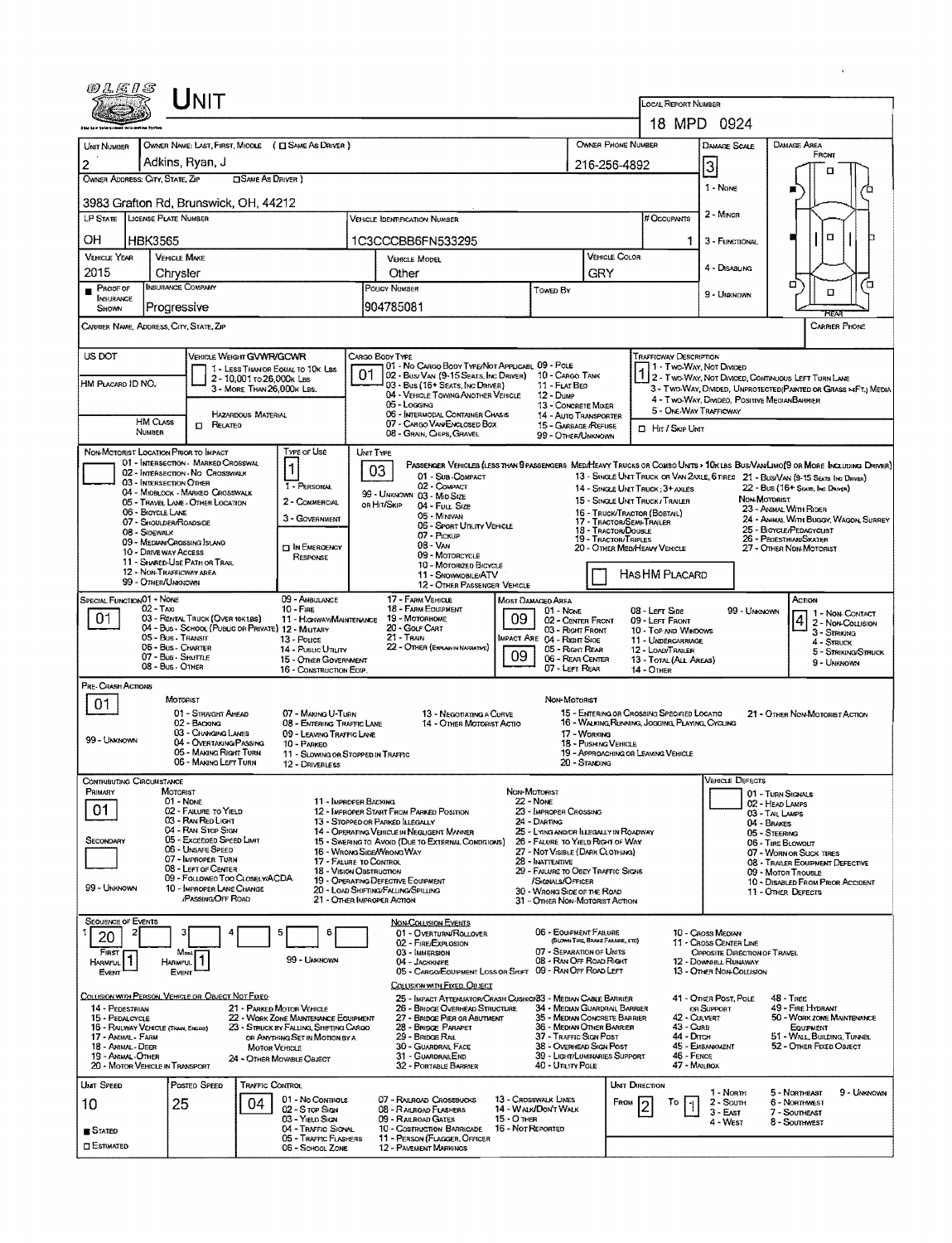# UNIT

**LOCAL REPORT NUMBER:** 18 MPD 0924

| Field | Value |
|---|---|
| UNIT NUMBER | 2 |
| OWNER NAME: LAST, FIRST, MIDDLE ( ☐ SAME AS DRIVER ) | Adkins, Ryan, J |
| OWNER PHONE NUMBER | 216-256-4892 |
| DAMAGE SCALE | 3 |
| OWNER ADDRESS: CITY, STATE, ZIP ( ☐ SAME AS DRIVER ) | 3983 Grafton Rd, Brunswick, OH, 44212 |
| LP STATE | OH |
| LICENSE PLATE NUMBER | HBK3565 |
| VEHICLE IDENTIFICATION NUMBER | 1C3CCCBB6FN533295 |
| # OCCUPANTS | 1 |
| VEHICLE YEAR | 2015 |
| VEHICLE MAKE | Chrysler |
| VEHICLE MODEL | Other |
| VEHICLE COLOR | GRY |
| PROOF OF INSURANCE SHOWN | ■ |
| INSURANCE COMPANY | Progressive |
| POLICY NUMBER | 904785081 |
| TOWED BY | |
| CARRIER NAME, ADDRESS, CITY, STATE, ZIP | |
| CARRIER PHONE | |

DAMAGE SCALE: 1 - NONE; 2 - MINOR; 3 - FUNCTIONAL; 4 - DISABLING; 9 - UNKNOWN

DAMAGE AREA: FRONT / REAR

US DOT:

VEHICLE WEIGHT GVWR/GCWR: 1 - LESS THAN OR EQUAL TO 10K LBS; 2 - 10,001 TO 26,000K LBS; 3 - MORE THAN 26,000K LBS.

HM PLACARD ID NO.:

HM CLASS NUMBER: ☐ RELATED — HAZARDOUS MATERIAL

CARGO BODY TYPE: **01** — 01 - NO CARGO BODY TYPE/NOT APPLICABLE; 02 - BUS/VAN (9-15 SEATS, INC DRIVER); 03 - BUS (16+ SEATS, INC DRIVER); 04 - VEHICLE TOWING ANOTHER VEHICLE; 05 - LOGGING; 06 - INTERMODAL CONTAINER CHASIS; 07 - CARGO VAN/ENCLOSED BOX; 08 - GRAIN, CHIPS, GRAVEL; 09 - POLE; 10 - CARGO TANK; 11 - FLAT BED; 12 - DUMP; 13 - CONCRETE MIXER; 14 - AUTO TRANSPORTER; 15 - GARBAGE /REFUSE; 99 - OTHER/UNKNOWN

TRAFFICWAY DESCRIPTION: **1** — 1 - TWO-WAY, NOT DIVIDED; 2 - TWO-WAY, NOT DIVIDED, CONTINUOUS LEFT TURN LANE; 3 - TWO-WAY, DIVIDED, UNPROTECTED(PAINTED OR GRASS >4FT.) MEDIA; 4 - TWO-WAY, DIVIDED, POSITIVE MEDIANBARRIER; 5 - ONE-WAY TRAFFICWAY; ☐ HIT / SKIP UNIT

NON-MOTORIST LOCATION PRIOR TO IMPACT: 01 - INTERSECTION - MARKED CROSSWAL; 02 - INTERSECTION - NO CROSSWALK; 03 - INTERSECTION OTHER; 04 - MIDBLOCK - MARKED CROSSWALK; 05 - TRAVEL LANE - OTHER LOCATION; 06 - BICYCLE LANE; 07 - SHOULDER/ROADSIDE; 08 - SIDEWALK; 09 - MEDIAN/CROSSING ISLAND; 10 - DRIVE WAY ACCESS; 11 - SHARED-USE PATH OR TRAIL; 12 - NON-TRAFFICWAY AREA; 99 - OTHER/UNKNOWN

TYPE OF USE: **1** — 1 - PERSONAL; 2 - COMMERCIAL; 3 - GOVERNMENT; ☐ IN EMERGENCY RESPONSE

UNIT TYPE: **03** — PASSENGER VEHICLES (LESS THAN 9 PASSENGERS MED/HEAVY TRUCKS OR COMBO UNITS > 10K LBS BUS/VAN/LIMO(9 OR MORE INCLUDING DRIVER): 01 - SUB-COMPACT; 02 - COMPACT; 99 - UNKNOWN 03 - MID SIZE; OR HIT/SKIP 04 - FULL SIZE; 05 - MINIVAN; 06 - SPORT UTILITY VEHICLE; 07 - PICKUP; 08 - VAN; 09 - MOTORCYCLE; 10 - MOTORIZED BICYCLE; 11 - SNOWMOBILE/ATV; 12 - OTHER PASSENGER VEHICLE; 13 - SINGLE UNIT TRUCK OR VAN 2AXLE, 6 TIRES; 14 - SINGLE UNIT TRUCK ; 3+ AXLES; 15 - SINGLE UNIT TRUCK / TRAILER; 16 - TRUCK/TRACTOR (BOBTAIL); 17 - TRACTOR/SEMI-TRAILER; 18 - TRACTOR/DOUBLE; 19 - TRACTOR/TRIPLES; 20 - OTHER MED/HEAVY VEHICLE; 21 - BUS/VAN (9-15 SEATS INC DRIVER); 22 - BUS (16+ SEATS, INC DRIVER); NON-MOTORIST: 23 - ANIMAL WITH RIDER; 24 - ANIMAL WITH BUGGY, WAGON, SURREY; 25 - BICYCLE/PEDACYCLIST; 26 - PEDESTRIAN/SKATER; 27 - OTHER NON-MOTORIST; ☐ HAS HM PLACARD

SPECIAL FUNCTION: **01** — 01 - NONE; 02 - TAXI; 03 - RENTAL TRUCK (OVER 10K LBS); 04 - BUS - SCHOOL (PUBLIC OR PRIVATE); 05 - BUS - TRANSIT; 06 - BUS - CHARTER; 07 - BUS - SHUTTLE; 08 - BUS - OTHER; 09 - AMBULANCE; 10 - FIRE; 11 - HIGHWAY/MAINTENANCE; 12 - MILITARY; 13 - POLICE; 14 - PUBLIC UTILITY; 15 - OTHER GOVERNMENT; 16 - CONSTRUCTION EQIP.; 17 - FARM VEHICLE; 18 - FARM EQUIPMENT; 19 - MOTORHOME; 20 - GOLF CART; 21 - TRAIN; 22 - OTHER (EXPLAIN IN NARRATIVE)

MOST DAMAGED AREA: **09**; IMPACT AREA: **09** — 01 - NONE; 02 - CENTER FRONT; 03 - RIGHT FRONT; 04 - RIGHT SIDE; 05 - RIGHT REAR; 06 - REAR CENTER; 07 - LEFT REAR; 08 - LEFT SIDE; 09 - LEFT FRONT; 10 - TOP AND WINDOWS; 11 - UNDERCARRIAGE; 12 - LOAD/TRAILER; 13 - TOTAL (ALL AREAS); 14 - OTHER; 99 - UNKNOWN

ACTION: **4** — 1 - NON-CONTACT; 2 - NON-COLLISION; 3 - STRIKING; 4 - STRUCK; 5 - STRIKING/STRUCK; 9 - UNKNOWN

PRE-CRASH ACTIONS: **01** — MOTORIST: 01 - STRAIGHT AHEAD; 02 - BACKING; 03 - CHANGING LANES; 04 - OVERTAKING/PASSING; 05 - MAKING RIGHT TURN; 06 - MAKING LEFT TURN; 07 - MAKING U-TURN; 08 - ENTERING TRAFFIC LANE; 09 - LEAVING TRAFFIC LANE; 10 - PARKED; 11 - SLOWING OR STOPPED IN TRAFFIC; 12 - DRIVERLESS; 13 - NEGOTIATING A CURVE; 14 - OTHER MOTORIST ACTIO; 99 - UNKNOWN. NON-MOTORIST: 15 - ENTERING OR CROSSING SPECIFIED LOCATIO; 16 - WALKING, RUNNING, JOGGING, PLAYING, CYCLING; 17 - WORKING; 18 - PUSHING VEHICLE; 19 - APPROACHING OR LEAVING VEHICLE; 20 - STANDING; 21 - OTHER NON-MOTORIST ACTION

CONTRIBUTING CIRCUMSTANCE: PRIMARY **01**; SECONDARY: — MOTORIST: 01 - NONE; 02 - FAILURE TO YIELD; 03 - RAN RED LIGHT; 04 - RAN STOP SIGN; 05 - EXCEEDED SPEED LIMIT; 06 - UNSAFE SPEED; 07 - IMPROPER TURN; 08 - LEFT OF CENTER; 09 - FOLLOWED TOO CLOSELY/ACDA; 10 - IMPROPER LANE CHANGE /PASSING/OFF ROAD; 11 - IMPROPER BACKING; 12 - IMPROPER START FROM PARKED POSITION; 13 - STOPPED OR PARKED ILLEGALLY; 14 - OPERATING VEHICLE IN NEGLIGENT MANNER; 15 - SWERING TO AVOID (DUE TO EXTERNAL CONDITIONS); 16 - WRONG SIDE/WRONG WAY; 17 - FAILURE TO CONTROL; 18 - VISION OBSTRUCTION; 19 - OPERATING DEFECTIVE EQUIPMENT; 20 - LOAD SHIFTING/FALLING/SPILLING; 21 - OTHER IMPROPER ACTION; 99 - UNKNOWN. NON-MOTORIST: 22 - NONE; 23 - IMPROPER CROSSING; 24 - DARTING; 25 - LYING AND/OR ILLEGALLY IN ROADWAY; 26 - FALURE TO YIELD RIGHT OF WAY; 27 - NOT VISIBLE (DARK CLOTHING); 28 - INATTENTIVE; 29 - FAILURE TO OBEY TRAFFIC SIGNS /SIGNALS/OFFICER; 30 - WRONG SIDE OF THE ROAD; 31 - OTHER NON-MOTORIST ACTION

VEHICLE DEFECTS: 01 - TURN SIGNALS; 02 - HEAD LAMPS; 03 - TAIL LAMPS; 04 - BRAKES; 05 - STEERING; 06 - TIRE BLOWOUT; 07 - WORN OR SLICK TIRES; 08 - TRAILER EQUIPMENT DEFECTIVE; 09 - MOTOR TROUBLE; 10 - DISABLED FROM PRIOR ACCIDENT; 11 - OTHER DEFECTS

SEQUENCE OF EVENTS: 1: **20**; 2: ; 3: ; 4: ; 5: ; 6: ; FIRST HARMFUL EVENT: **1**; MOST HARMFUL EVENT: **1**; 99 - UNKNOWN

NON-COLLISION EVENTS: 01 - OVERTURN/ROLLOVER; 02 - FIRE/EXPLOSION; 03 - IMMERSION; 04 - JACKKNIFE; 05 - CARGO/EQUIPMENT LOSS OR SHIFT; 06 - EQUIPMENT FAILURE (BLOWN TIRE, BRAKE FAILURE, ETC); 07 - SEPARATION OF UNITS; 08 - RAN OFF ROAD RIGHT; 09 - RAN OFF ROAD LEFT; 10 - CROSS MEDIAN; 11 - CROSS CENTER LINE OPPOSITE DIRECTION OF TRAVEL; 12 - DOWNHILL RUNAWAY; 13 - OTHER NON-COLLISION

COLLISION WITH PERSON, VEHICLE OR OBJECT NOT FIXED: 14 - PEDESTRIAN; 15 - PEDALCYCLE; 16 - RAILWAY VEHICLE (TRAIN, ENGINE); 17 - ANIMAL - FARM; 18 - ANIMAL - DEER; 19 - ANIMAL - OTHER; 20 - MOTOR VEHICLE IN TRANSPORT; 21 - PARKED MOTOR VEHICLE; 22 - WORK ZONE MAINTENANCE EQUIPMENT; 23 - STRUCK BY FALLING, SHIFTING CARGO OR ANYTHING SET IN MOTION BY A MOTOR VEHICLE; 24 - OTHER MOVABLE OBJECT

COLLISION WITH FIXED, OBJECT: 25 - IMPACT ATTENUATOR/CRASH CUSHION; 26 - BRIDGE OVERHEAD STRUCTURE; 27 - BRIDGE PIER OR ABUTMENT; 28 - BRIDGE PARAPET; 29 - BRIDGE RAIL; 30 - GUARDRAIL FACE; 31 - GUARDRAILEND; 32 - PORTABLE BARRIER; 33 - MEDIAN CABLE BARRIER; 34 - MEDIAN GUARDRAIL BARRIER; 35 - MEDIAN CONCRETE BARRIER; 36 - MEDIAN OTHER BARRIER; 37 - TRAFFIC SIGN POST; 38 - OVERHEAD SIGN POST; 39 - LIGHT/LUMINARIES SUPPORT; 40 - UTILITY POLE; 41 - OTHER POST, POLE OR SUPPORT; 42 - CULVERT; 43 - CURB; 44 - DITCH; 45 - EMBANKMENT; 46 - FENCE; 47 - MAILBOX; 48 - TREE; 49 - FIRE HYDRANT; 50 - WORK ZONE MAINTENANCE EQUIPMENT; 51 - WALL, BUILDING, TUNNEL; 52 - OTHER FIXED OBJECT

| UNIT SPEED | POSTED SPEED | TRAFFIC CONTROL | UNIT DIRECTION FROM | UNIT DIRECTION TO |
|---|---|---|---|---|
| 10 | 25 | 04 | 2 | 1 |

■ STATED ☐ ESTIMATED

TRAFFIC CONTROL: 01 - NO CONTROLS; 02 - STOP SIGN; 03 - YIELD SIGN; 04 - TRAFFIC SIGNAL; 05 - TRAFFIC FLASHERS; 06 - SCHOOL ZONE; 07 - RAILROAD CROSSBUCKS; 08 - RAILROAD FLASHERS; 09 - RAILROAD GATES; 10 - COSTRUCTION BARRICADE; 11 - PERSON (FLAGGER, OFFICER; 12 - PAVEMENT MARKINGS; 13 - CROSSWALK LINES; 14 - WALK/DON'T WALK; 15 - OTHER; 16 - NOT REPORTED

UNIT DIRECTION: 1 - NORTH; 2 - SOUTH; 3 - EAST; 4 - WEST; 5 - NORTHEAST; 6 - NORTHWEST; 7 - SOUTHEAST; 8 - SOUTHWEST; 9 - UNKNOWN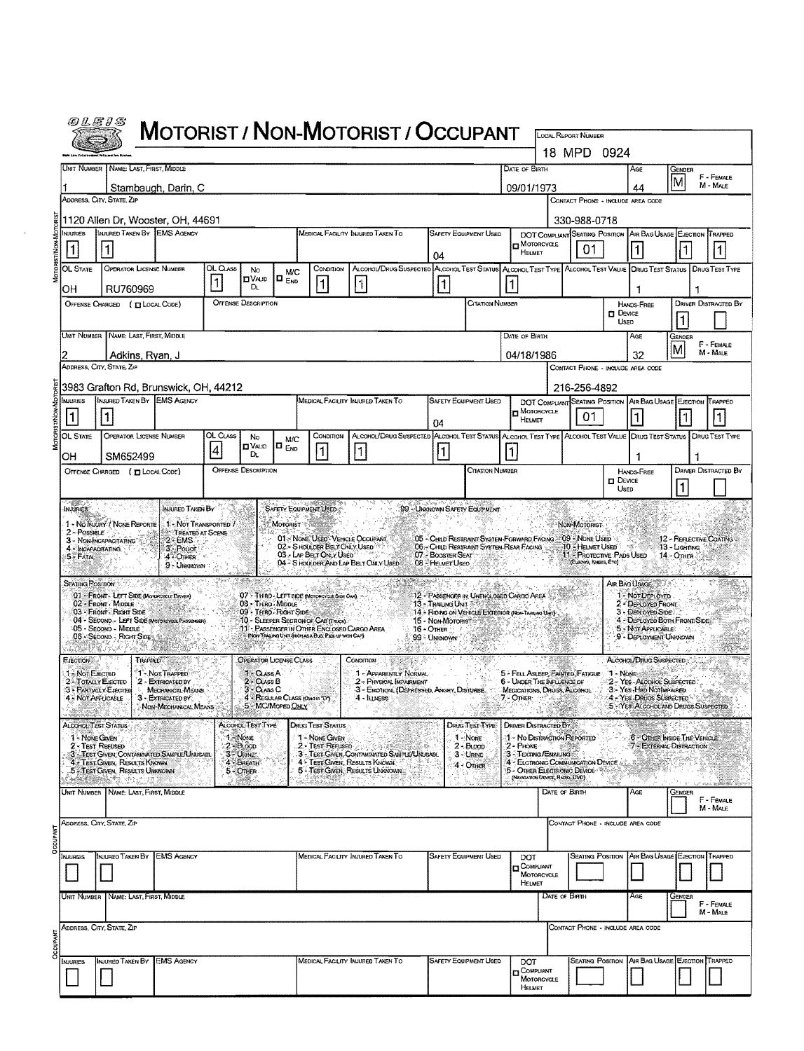# MOTORIST / NON-MOTORIST / OCCUPANT

OLEIS

Local Report Number: 18 MPD 0924

## Motorist / Non-Motorist

| Unit Number | Name: Last, First, Middle | Date of Birth | Age | Gender |
|---|---|---|---|---|
| 1 | Stambaugh, Darin, C | 09/01/1973 | 44 | M |

| Address, City, State, Zip | Contact Phone - Include Area Code |
|---|---|
| 1120 Allen Dr, Wooster, OH, 44691 | 330-988-0718 |

| Injuries | Injured Taken By | EMS Agency | Medical Facility Injured Taken To | Safety Equipment Used | DOT Compliant Motorcycle Helmet | Seating Position | Air Bag Usage | Ejection | Trapped |
|---|---|---|---|---|---|---|---|---|---|
| 1 | 1 | | | 04 | ☐ | 01 | 1 | 1 | 1 |

| OL State | Operator License Number | OL Class | No Valid DL | M/C End | Condition | Alcohol/Drug Suspected | Alcohol Test Status | Alcohol Test Type | Alcohol Test Value | Drug Test Status | Drug Test Type |
|---|---|---|---|---|---|---|---|---|---|---|---|
| OH | RU760969 | 1 | ☐ | ☐ | 1 | 1 | 1 | 1 | | 1 | 1 |

| Offense Charged (☐ Local Code) | Offense Description | Citation Number | Hands-Free Device Used | Driver Distracted By |
|---|---|---|---|---|
| | | | ☐ | 1 |

| Unit Number | Name: Last, First, Middle | Date of Birth | Age | Gender |
|---|---|---|---|---|
| 2 | Adkins, Ryan, J | 04/18/1986 | 32 | M |

| Address, City, State, Zip | Contact Phone - Include Area Code |
|---|---|
| 3983 Grafton Rd, Brunswick, OH, 44212 | 216-256-4892 |

| Injuries | Injured Taken By | EMS Agency | Medical Facility Injured Taken To | Safety Equipment Used | DOT Compliant Motorcycle Helmet | Seating Position | Air Bag Usage | Ejection | Trapped |
|---|---|---|---|---|---|---|---|---|---|
| 1 | 1 | | | 04 | ☐ | 01 | 1 | 1 | 1 |

| OL State | Operator License Number | OL Class | No Valid DL | M/C End | Condition | Alcohol/Drug Suspected | Alcohol Test Status | Alcohol Test Type | Alcohol Test Value | Drug Test Status | Drug Test Type |
|---|---|---|---|---|---|---|---|---|---|---|---|
| OH | SM652499 | 4 | ☐ | ☐ | 1 | 1 | 1 | 1 | | 1 | 1 |

| Offense Charged (☐ Local Code) | Offense Description | Citation Number | Hands-Free Device Used | Driver Distracted By |
|---|---|---|---|---|
| | | | ☐ | 1 |

## Codes

**Injuries:** 1 - No Injury / None Reported; 2 - Possible; 3 - Non-Incapacitating; 4 - Incapacitating; 5 - Fatal

**Injured Taken By:** 1 - Not Transported / Treated at Scene; 2 - EMS; 3 - Police; 4 - Other; 9 - Unknown

**Safety Equipment Used:** 99 - Unknown Safety Equipment
- Motorist: 01 - None Used - Vehicle Occupant; 02 - Shoulder Belt Only Used; 03 - Lap Belt Only Used; 04 - Shoulder And Lap Belt Only Used; 05 - Child Restraint System-Forward Facing; 06 - Child Restraint System-Rear Facing; 07 - Booster Seat; 08 - Helmet Used
- Non-Motorist: 09 - None Used; 10 - Helmet Used; 11 - Protective Pads Used (Elbows, Knees, Etc); 12 - Reflective Coating; 13 - Lighting; 14 - Other

**Seating Position:** 01 - Front - Left Side (Motorcycle Driver); 02 - Front - Middle; 03 - Front - Right Side; 04 - Second - Left Side (Motorcycle Passenger); 05 - Second - Middle; 06 - Second - Right Side; 07 - Third - Left Side (Motorcycle Side Car); 08 - Third - Middle; 09 - Third - Right Side; 10 - Sleeper Section of Cab (Truck); 11 - Passenger in Other Enclosed Cargo Area (Non-Trailing Unit Such as a Bus, Pick-up with Cap); 12 - Passenger in Unenclosed Cargo Area; 13 - Trailing Unit; 14 - Riding on Vehicle Exterior (Non-Trailing Unit); 15 - Non-Motorist; 16 - Other; 99 - Unknown

**Air Bag Usage:** 1 - Not Deployed; 2 - Deployed Front; 3 - Deployed Side; 4 - Deployed Both Front/Side; 5 - Not Applicable; 9 - Deployment Unknown

**Ejection:** 1 - Not Ejected; 2 - Totally Ejected; 3 - Partially Ejected; 4 - Not Applicable

**Trapped:** 1 - Not Trapped; 2 - Extricated by Mechanical Means; 3 - Extricated by Non-Mechanical Means

**Operator License Class:** 1 - Class A; 2 - Class B; 3 - Class C; 4 - Regular Class (Ohio is "D"); 5 - M/C Moped Only

**Condition:** 1 - Apparently Normal; 2 - Physical Impairment; 3 - Emotional (Depressed, Angry, Disturbed); 4 - Illness; 5 - Fell Asleep, Fainted, Fatigue; 6 - Under the Influence of Medications, Drugs, Alcohol; 7 - Other

**Alcohol/Drug Suspected:** 1 - None; 2 - Yes - Alcohol Suspected; 3 - Yes - HBD Not Impaired; 4 - Yes - Drugs Suspected; 5 - Yes - Alcohol and Drugs Suspected

**Alcohol Test Status:** 1 - None Given; 2 - Test Refused; 3 - Test Given, Contaminated Sample/Unusable; 4 - Test Given, Results Known; 5 - Test Given, Results Unknown

**Alcohol Test Type:** 1 - None; 2 - Blood; 3 - Urine; 4 - Breath; 5 - Other

**Drug Test Status:** 1 - None Given; 2 - Test Refused; 3 - Test Given, Contaminated Sample/Unusable; 4 - Test Given, Results Known; 5 - Test Given, Results Unknown

**Drug Test Type:** 1 - None; 2 - Blood; 3 - Urine; 4 - Other

**Driver Distracted By:** 1 - No Distraction Reported; 2 - Phone; 3 - Texting/Emailing; 4 - Electronic Communication Device; 5 - Other Electronic Device (Navigation Device, Radio, DVD); 6 - Other Inside the Vehicle; 7 - External Distraction

## Occupant

| Unit Number | Name: Last, First, Middle | Date of Birth | Age | Gender |
|---|---|---|---|---|
| | | | | |

| Address, City, State, Zip | Contact Phone - Include Area Code |
|---|---|
| | |

| Injuries | Injured Taken By | EMS Agency | Medical Facility Injured Taken To | Safety Equipment Used | DOT Compliant Motorcycle Helmet | Seating Position | Air Bag Usage | Ejection | Trapped |
|---|---|---|---|---|---|---|---|---|---|
| | | | | | ☐ | | | | |

## Occupant

| Unit Number | Name: Last, First, Middle | Date of Birth | Age | Gender |
|---|---|---|---|---|
| | | | | |

| Address, City, State, Zip | Contact Phone - Include Area Code |
|---|---|
| | |

| Injuries | Injured Taken By | EMS Agency | Medical Facility Injured Taken To | Safety Equipment Used | DOT Compliant Motorcycle Helmet | Seating Position | Air Bag Usage | Ejection | Trapped |
|---|---|---|---|---|---|---|---|---|---|
| | | | | | ☐ | | | | |